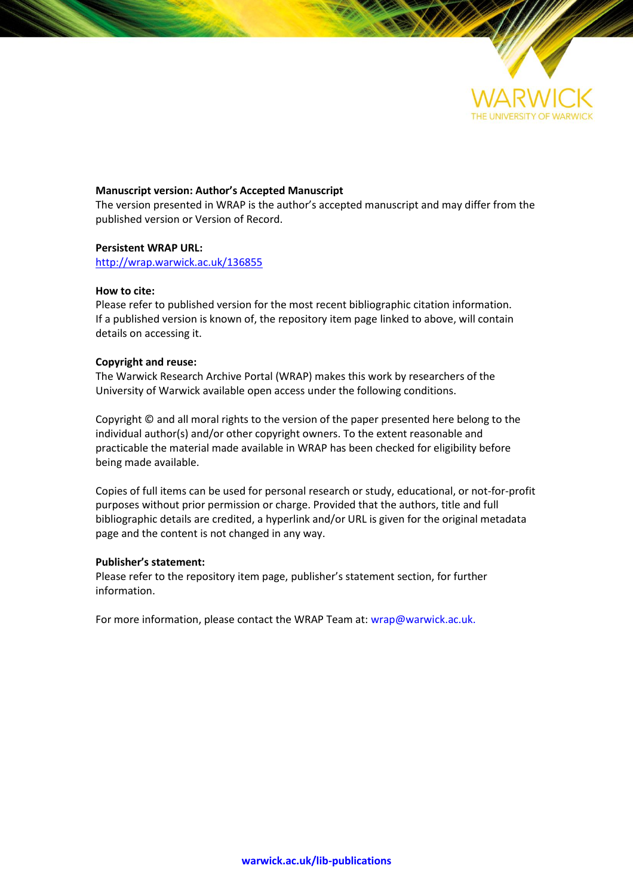**Manuscript version: Author's Accepted Manuscript**
The version presented in WRAP is the author's accepted manuscript and may differ from the published version or Version of Record.

**Persistent WRAP URL:**
http://wrap.warwick.ac.uk/136855

**How to cite:**
Please refer to published version for the most recent bibliographic citation information. If a published version is known of, the repository item page linked to above, will contain details on accessing it.

**Copyright and reuse:**
The Warwick Research Archive Portal (WRAP) makes this work by researchers of the University of Warwick available open access under the following conditions.

Copyright © and all moral rights to the version of the paper presented here belong to the individual author(s) and/or other copyright owners. To the extent reasonable and practicable the material made available in WRAP has been checked for eligibility before being made available.

Copies of full items can be used for personal research or study, educational, or not-for-profit purposes without prior permission or charge. Provided that the authors, title and full bibliographic details are credited, a hyperlink and/or URL is given for the original metadata page and the content is not changed in any way.

**Publisher's statement:**
Please refer to the repository item page, publisher's statement section, for further information.

For more information, please contact the WRAP Team at: wrap@warwick.ac.uk.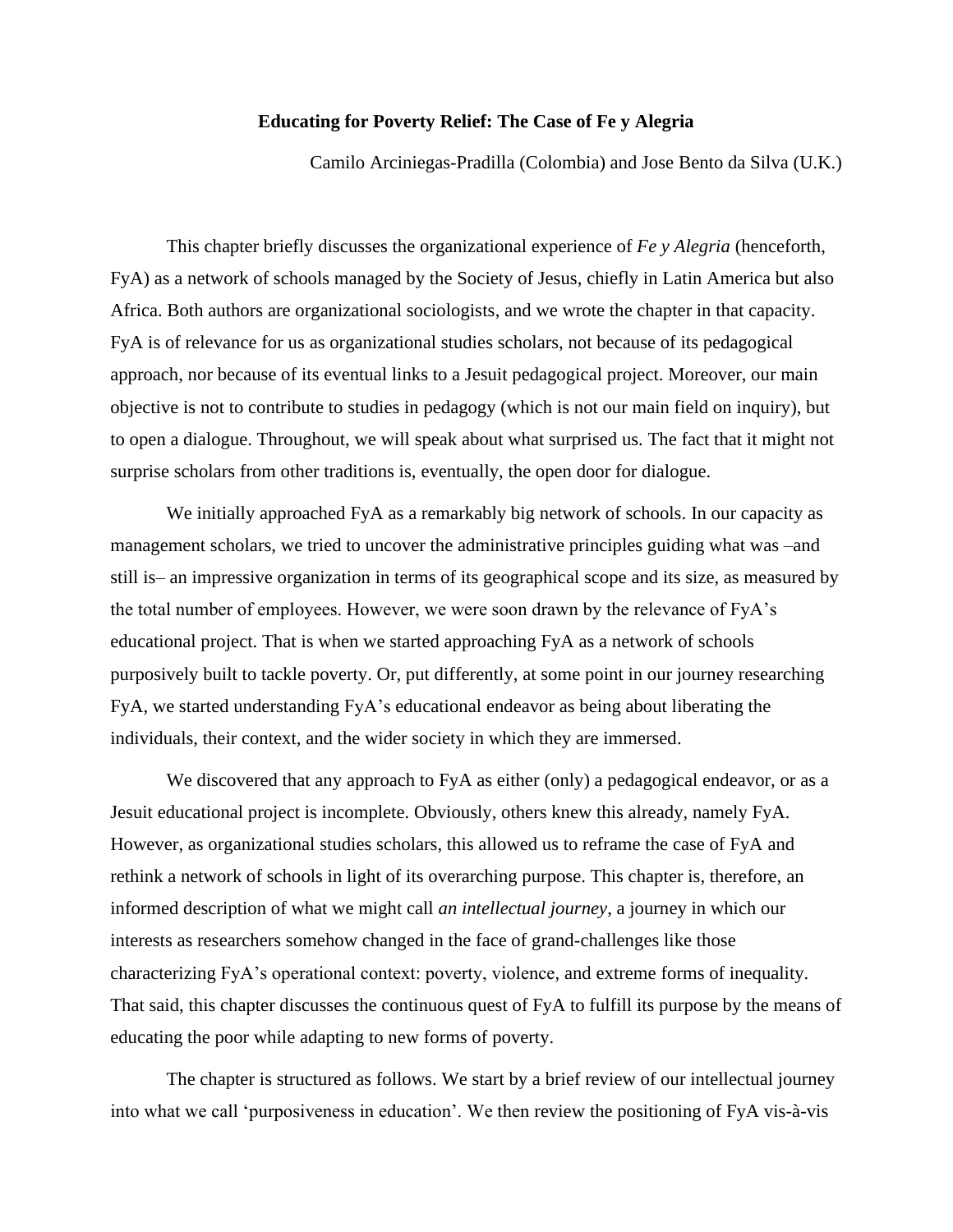**Educating for Poverty Relief: The Case of Fe y Alegria**

Camilo Arciniegas-Pradilla (Colombia) and Jose Bento da Silva (U.K.)

This chapter briefly discusses the organizational experience of *Fe y Alegria* (henceforth, FyA) as a network of schools managed by the Society of Jesus, chiefly in Latin America but also Africa. Both authors are organizational sociologists, and we wrote the chapter in that capacity. FyA is of relevance for us as organizational studies scholars, not because of its pedagogical approach, nor because of its eventual links to a Jesuit pedagogical project. Moreover, our main objective is not to contribute to studies in pedagogy (which is not our main field on inquiry), but to open a dialogue. Throughout, we will speak about what surprised us. The fact that it might not surprise scholars from other traditions is, eventually, the open door for dialogue.

We initially approached FyA as a remarkably big network of schools. In our capacity as management scholars, we tried to uncover the administrative principles guiding what was –and still is– an impressive organization in terms of its geographical scope and its size, as measured by the total number of employees. However, we were soon drawn by the relevance of FyA's educational project. That is when we started approaching FyA as a network of schools purposively built to tackle poverty. Or, put differently, at some point in our journey researching FyA, we started understanding FyA's educational endeavor as being about liberating the individuals, their context, and the wider society in which they are immersed.

We discovered that any approach to FyA as either (only) a pedagogical endeavor, or as a Jesuit educational project is incomplete. Obviously, others knew this already, namely FyA. However, as organizational studies scholars, this allowed us to reframe the case of FyA and rethink a network of schools in light of its overarching purpose. This chapter is, therefore, an informed description of what we might call *an intellectual journey*, a journey in which our interests as researchers somehow changed in the face of grand-challenges like those characterizing FyA's operational context: poverty, violence, and extreme forms of inequality. That said, this chapter discusses the continuous quest of FyA to fulfill its purpose by the means of educating the poor while adapting to new forms of poverty.

The chapter is structured as follows. We start by a brief review of our intellectual journey into what we call 'purposiveness in education'. We then review the positioning of FyA vis-à-vis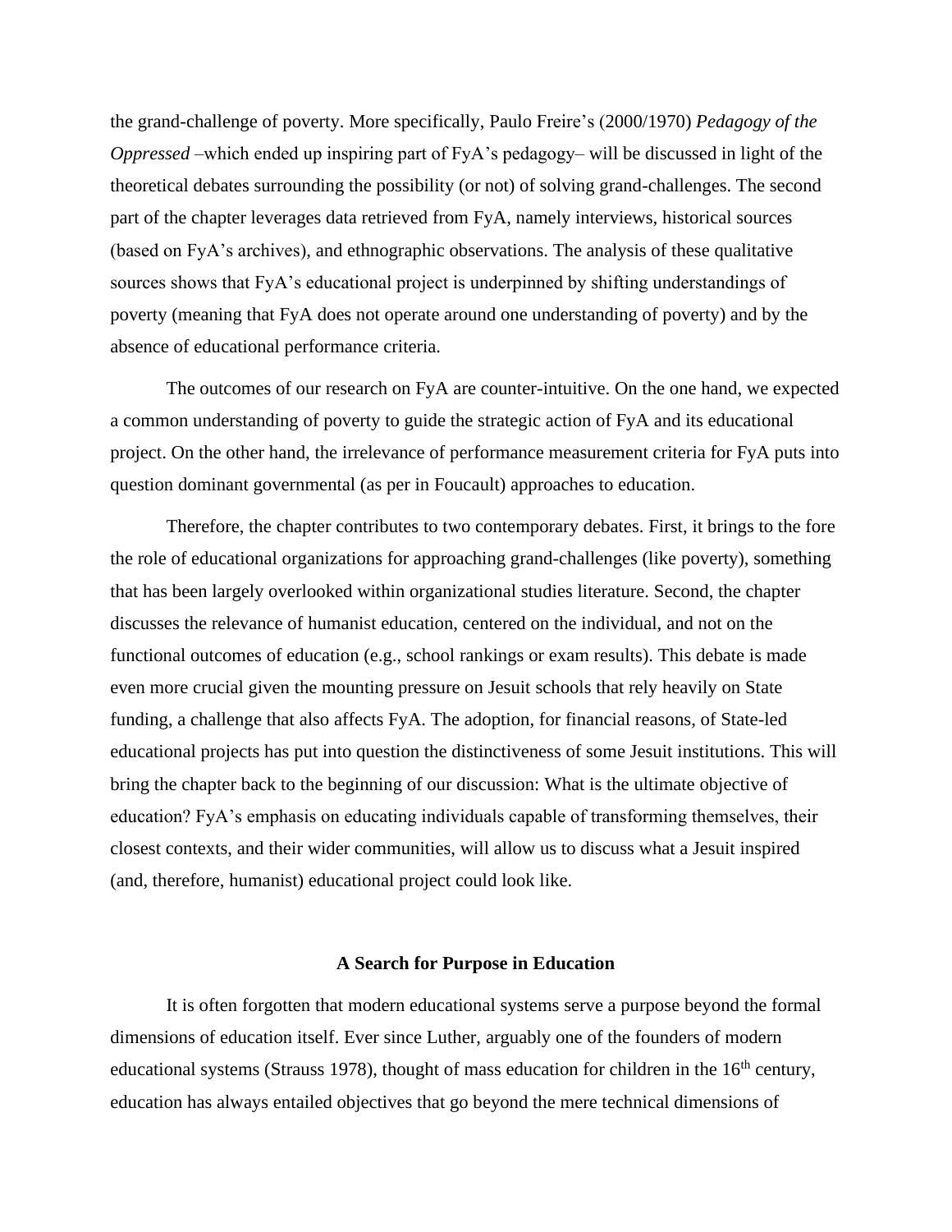the grand-challenge of poverty. More specifically, Paulo Freire's (2000/1970) *Pedagogy of the Oppressed* –which ended up inspiring part of FyA's pedagogy– will be discussed in light of the theoretical debates surrounding the possibility (or not) of solving grand-challenges. The second part of the chapter leverages data retrieved from FyA, namely interviews, historical sources (based on FyA's archives), and ethnographic observations. The analysis of these qualitative sources shows that FyA's educational project is underpinned by shifting understandings of poverty (meaning that FyA does not operate around one understanding of poverty) and by the absence of educational performance criteria.

The outcomes of our research on FyA are counter-intuitive. On the one hand, we expected a common understanding of poverty to guide the strategic action of FyA and its educational project. On the other hand, the irrelevance of performance measurement criteria for FyA puts into question dominant governmental (as per in Foucault) approaches to education.

Therefore, the chapter contributes to two contemporary debates. First, it brings to the fore the role of educational organizations for approaching grand-challenges (like poverty), something that has been largely overlooked within organizational studies literature. Second, the chapter discusses the relevance of humanist education, centered on the individual, and not on the functional outcomes of education (e.g., school rankings or exam results). This debate is made even more crucial given the mounting pressure on Jesuit schools that rely heavily on State funding, a challenge that also affects FyA. The adoption, for financial reasons, of State-led educational projects has put into question the distinctiveness of some Jesuit institutions. This will bring the chapter back to the beginning of our discussion: What is the ultimate objective of education? FyA's emphasis on educating individuals capable of transforming themselves, their closest contexts, and their wider communities, will allow us to discuss what a Jesuit inspired (and, therefore, humanist) educational project could look like.

## A Search for Purpose in Education

It is often forgotten that modern educational systems serve a purpose beyond the formal dimensions of education itself. Ever since Luther, arguably one of the founders of modern educational systems (Strauss 1978), thought of mass education for children in the 16th century, education has always entailed objectives that go beyond the mere technical dimensions of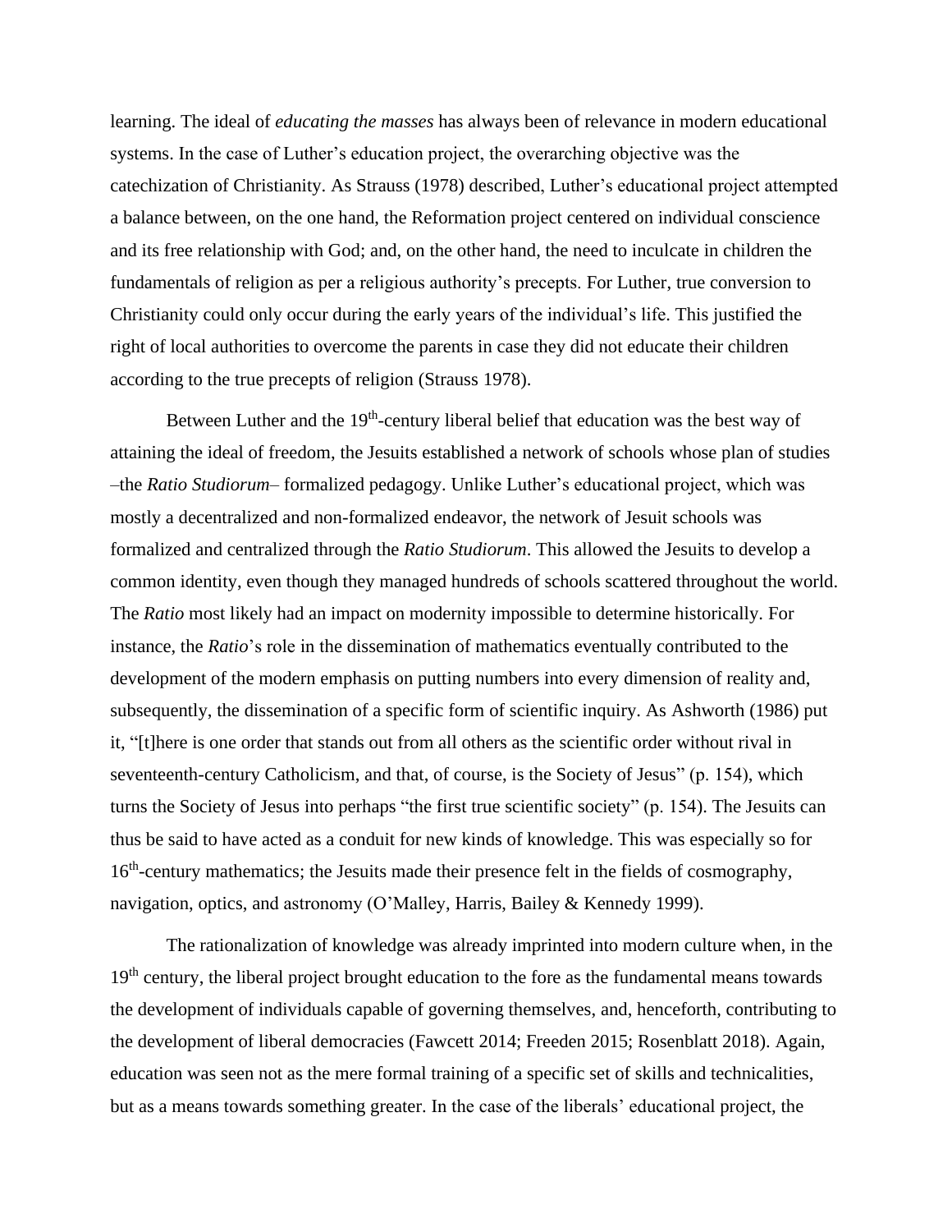learning. The ideal of *educating the masses* has always been of relevance in modern educational systems. In the case of Luther's education project, the overarching objective was the catechization of Christianity. As Strauss (1978) described, Luther's educational project attempted a balance between, on the one hand, the Reformation project centered on individual conscience and its free relationship with God; and, on the other hand, the need to inculcate in children the fundamentals of religion as per a religious authority's precepts. For Luther, true conversion to Christianity could only occur during the early years of the individual's life. This justified the right of local authorities to overcome the parents in case they did not educate their children according to the true precepts of religion (Strauss 1978).

Between Luther and the 19th-century liberal belief that education was the best way of attaining the ideal of freedom, the Jesuits established a network of schools whose plan of studies –the *Ratio Studiorum*– formalized pedagogy. Unlike Luther's educational project, which was mostly a decentralized and non-formalized endeavor, the network of Jesuit schools was formalized and centralized through the *Ratio Studiorum*. This allowed the Jesuits to develop a common identity, even though they managed hundreds of schools scattered throughout the world. The *Ratio* most likely had an impact on modernity impossible to determine historically. For instance, the *Ratio*'s role in the dissemination of mathematics eventually contributed to the development of the modern emphasis on putting numbers into every dimension of reality and, subsequently, the dissemination of a specific form of scientific inquiry. As Ashworth (1986) put it, "[t]here is one order that stands out from all others as the scientific order without rival in seventeenth-century Catholicism, and that, of course, is the Society of Jesus" (p. 154), which turns the Society of Jesus into perhaps "the first true scientific society" (p. 154). The Jesuits can thus be said to have acted as a conduit for new kinds of knowledge. This was especially so for 16th-century mathematics; the Jesuits made their presence felt in the fields of cosmography, navigation, optics, and astronomy (O'Malley, Harris, Bailey & Kennedy 1999).

The rationalization of knowledge was already imprinted into modern culture when, in the 19th century, the liberal project brought education to the fore as the fundamental means towards the development of individuals capable of governing themselves, and, henceforth, contributing to the development of liberal democracies (Fawcett 2014; Freeden 2015; Rosenblatt 2018). Again, education was seen not as the mere formal training of a specific set of skills and technicalities, but as a means towards something greater. In the case of the liberals' educational project, the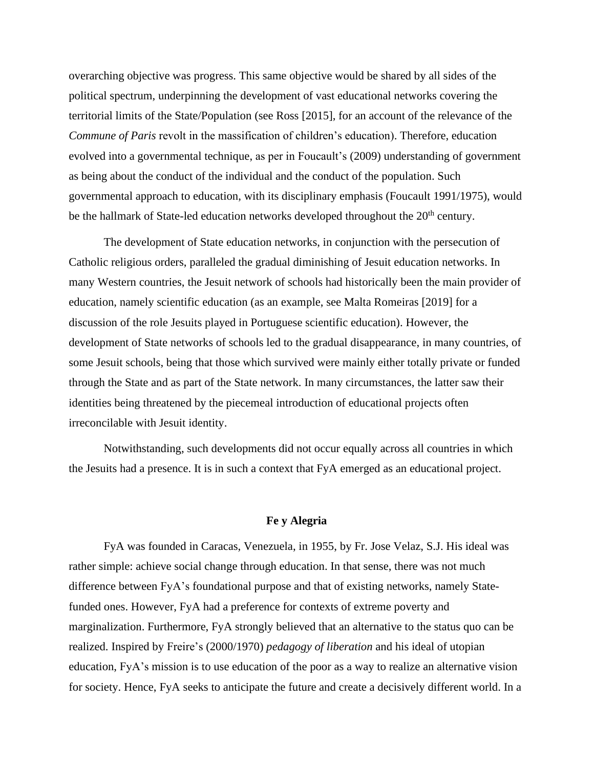overarching objective was progress. This same objective would be shared by all sides of the political spectrum, underpinning the development of vast educational networks covering the territorial limits of the State/Population (see Ross [2015], for an account of the relevance of the *Commune of Paris* revolt in the massification of children's education). Therefore, education evolved into a governmental technique, as per in Foucault's (2009) understanding of government as being about the conduct of the individual and the conduct of the population. Such governmental approach to education, with its disciplinary emphasis (Foucault 1991/1975), would be the hallmark of State-led education networks developed throughout the 20th century.

The development of State education networks, in conjunction with the persecution of Catholic religious orders, paralleled the gradual diminishing of Jesuit education networks. In many Western countries, the Jesuit network of schools had historically been the main provider of education, namely scientific education (as an example, see Malta Romeiras [2019] for a discussion of the role Jesuits played in Portuguese scientific education). However, the development of State networks of schools led to the gradual disappearance, in many countries, of some Jesuit schools, being that those which survived were mainly either totally private or funded through the State and as part of the State network. In many circumstances, the latter saw their identities being threatened by the piecemeal introduction of educational projects often irreconcilable with Jesuit identity.

Notwithstanding, such developments did not occur equally across all countries in which the Jesuits had a presence. It is in such a context that FyA emerged as an educational project.

## Fe y Alegria

FyA was founded in Caracas, Venezuela, in 1955, by Fr. Jose Velaz, S.J. His ideal was rather simple: achieve social change through education. In that sense, there was not much difference between FyA's foundational purpose and that of existing networks, namely State-funded ones. However, FyA had a preference for contexts of extreme poverty and marginalization. Furthermore, FyA strongly believed that an alternative to the status quo can be realized. Inspired by Freire's (2000/1970) *pedagogy of liberation* and his ideal of utopian education, FyA's mission is to use education of the poor as a way to realize an alternative vision for society. Hence, FyA seeks to anticipate the future and create a decisively different world. In a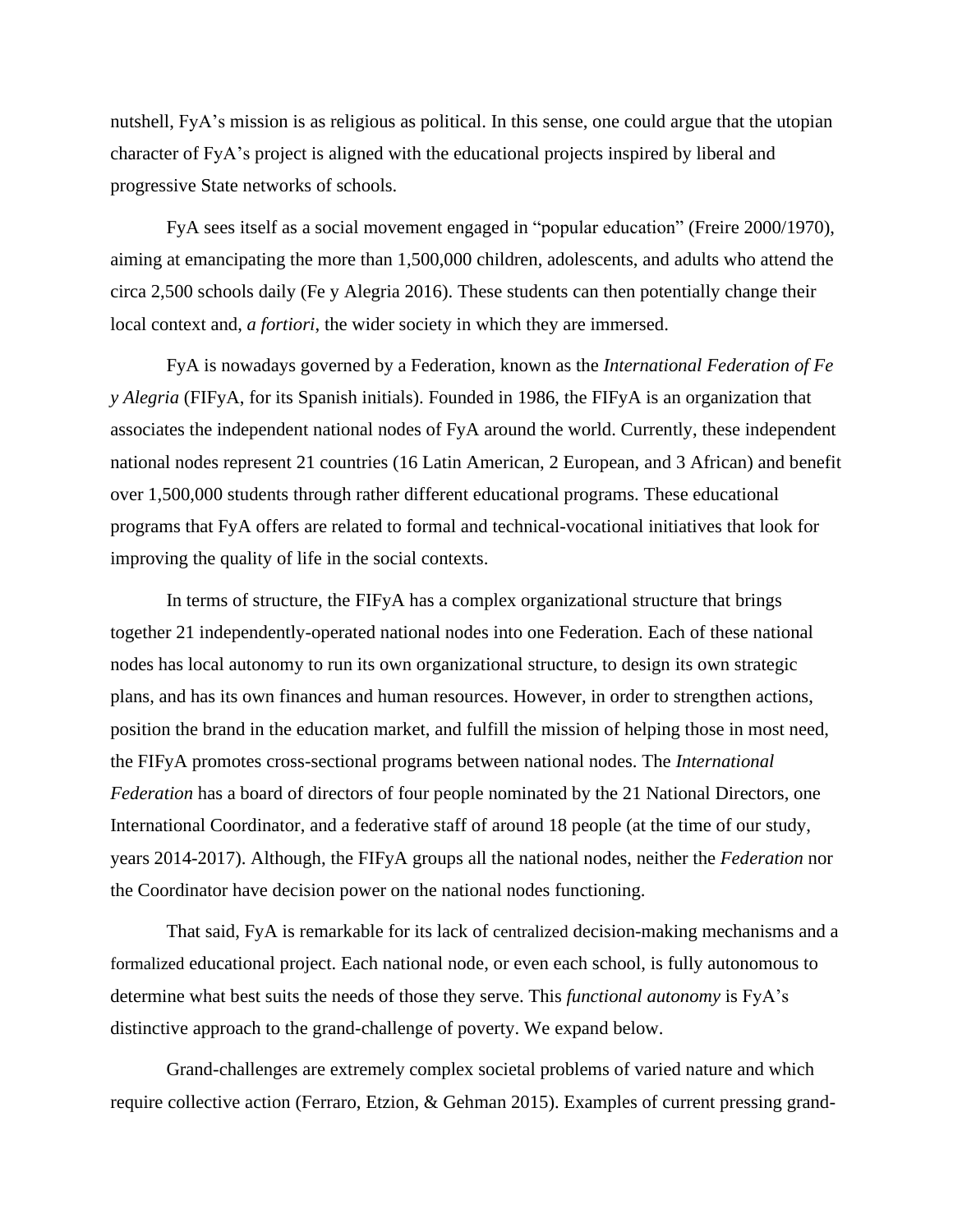nutshell, FyA's mission is as religious as political. In this sense, one could argue that the utopian character of FyA's project is aligned with the educational projects inspired by liberal and progressive State networks of schools.

FyA sees itself as a social movement engaged in "popular education" (Freire 2000/1970), aiming at emancipating the more than 1,500,000 children, adolescents, and adults who attend the circa 2,500 schools daily (Fe y Alegria 2016). These students can then potentially change their local context and, *a fortiori*, the wider society in which they are immersed.

FyA is nowadays governed by a Federation, known as the *International Federation of Fe y Alegria* (FIFyA, for its Spanish initials). Founded in 1986, the FIFyA is an organization that associates the independent national nodes of FyA around the world. Currently, these independent national nodes represent 21 countries (16 Latin American, 2 European, and 3 African) and benefit over 1,500,000 students through rather different educational programs. These educational programs that FyA offers are related to formal and technical-vocational initiatives that look for improving the quality of life in the social contexts.

In terms of structure, the FIFyA has a complex organizational structure that brings together 21 independently-operated national nodes into one Federation. Each of these national nodes has local autonomy to run its own organizational structure, to design its own strategic plans, and has its own finances and human resources. However, in order to strengthen actions, position the brand in the education market, and fulfill the mission of helping those in most need, the FIFyA promotes cross-sectional programs between national nodes. The *International Federation* has a board of directors of four people nominated by the 21 National Directors, one International Coordinator, and a federative staff of around 18 people (at the time of our study, years 2014-2017). Although, the FIFyA groups all the national nodes, neither the *Federation* nor the Coordinator have decision power on the national nodes functioning.

That said, FyA is remarkable for its lack of centralized decision-making mechanisms and a formalized educational project. Each national node, or even each school, is fully autonomous to determine what best suits the needs of those they serve. This *functional autonomy* is FyA's distinctive approach to the grand-challenge of poverty. We expand below.

Grand-challenges are extremely complex societal problems of varied nature and which require collective action (Ferraro, Etzion, & Gehman 2015). Examples of current pressing grand-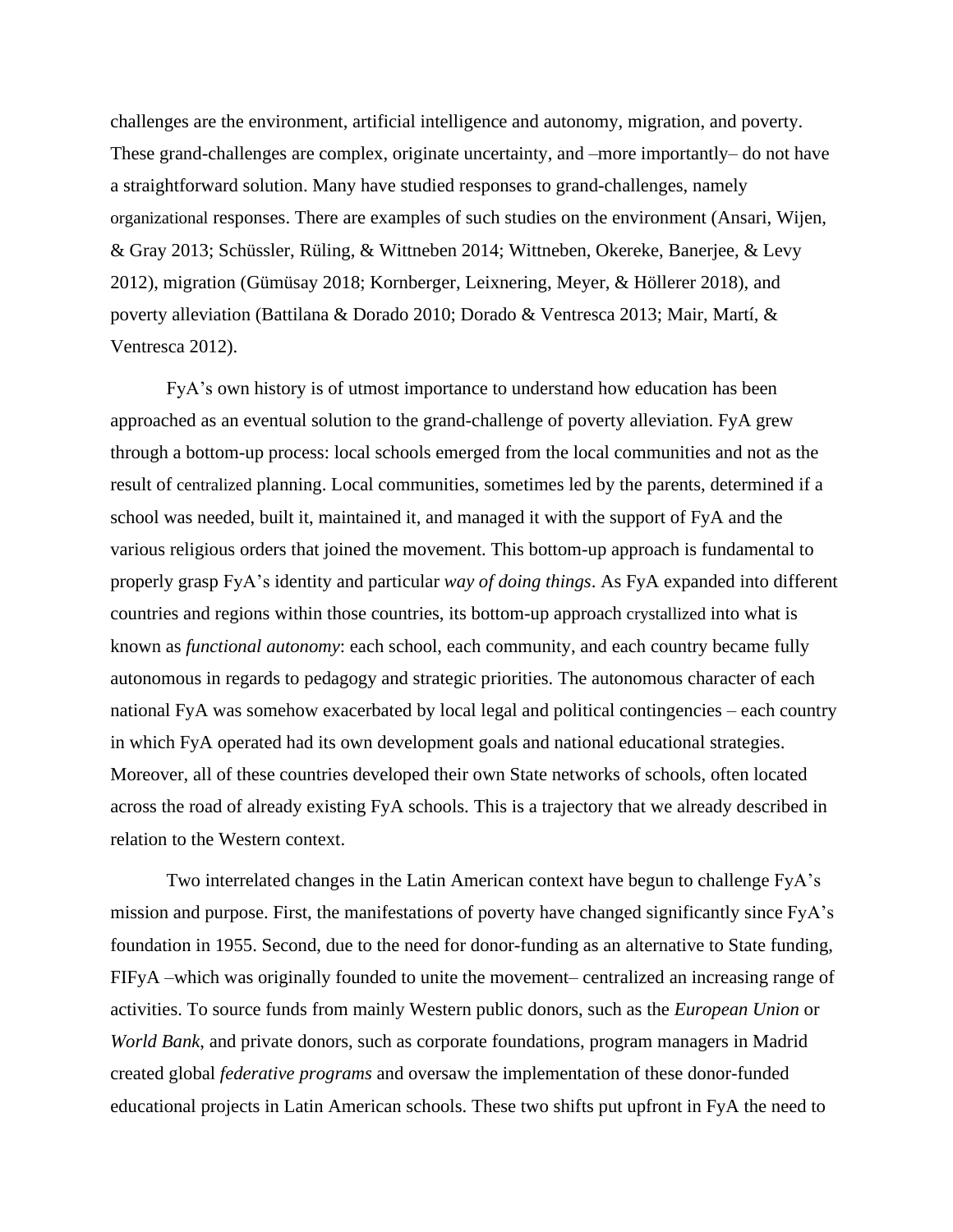challenges are the environment, artificial intelligence and autonomy, migration, and poverty. These grand-challenges are complex, originate uncertainty, and –more importantly– do not have a straightforward solution. Many have studied responses to grand-challenges, namely organizational responses. There are examples of such studies on the environment (Ansari, Wijen, & Gray 2013; Schüssler, Rüling, & Wittneben 2014; Wittneben, Okereke, Banerjee, & Levy 2012), migration (Gümüsay 2018; Kornberger, Leixnering, Meyer, & Höllerer 2018), and poverty alleviation (Battilana & Dorado 2010; Dorado & Ventresca 2013; Mair, Martí, & Ventresca 2012).

FyA's own history is of utmost importance to understand how education has been approached as an eventual solution to the grand-challenge of poverty alleviation. FyA grew through a bottom-up process: local schools emerged from the local communities and not as the result of centralized planning. Local communities, sometimes led by the parents, determined if a school was needed, built it, maintained it, and managed it with the support of FyA and the various religious orders that joined the movement. This bottom-up approach is fundamental to properly grasp FyA's identity and particular *way of doing things*. As FyA expanded into different countries and regions within those countries, its bottom-up approach crystallized into what is known as *functional autonomy*: each school, each community, and each country became fully autonomous in regards to pedagogy and strategic priorities. The autonomous character of each national FyA was somehow exacerbated by local legal and political contingencies – each country in which FyA operated had its own development goals and national educational strategies. Moreover, all of these countries developed their own State networks of schools, often located across the road of already existing FyA schools. This is a trajectory that we already described in relation to the Western context.

Two interrelated changes in the Latin American context have begun to challenge FyA's mission and purpose. First, the manifestations of poverty have changed significantly since FyA's foundation in 1955. Second, due to the need for donor-funding as an alternative to State funding, FIFyA –which was originally founded to unite the movement– centralized an increasing range of activities. To source funds from mainly Western public donors, such as the *European Union* or *World Bank*, and private donors, such as corporate foundations, program managers in Madrid created global *federative programs* and oversaw the implementation of these donor-funded educational projects in Latin American schools. These two shifts put upfront in FyA the need to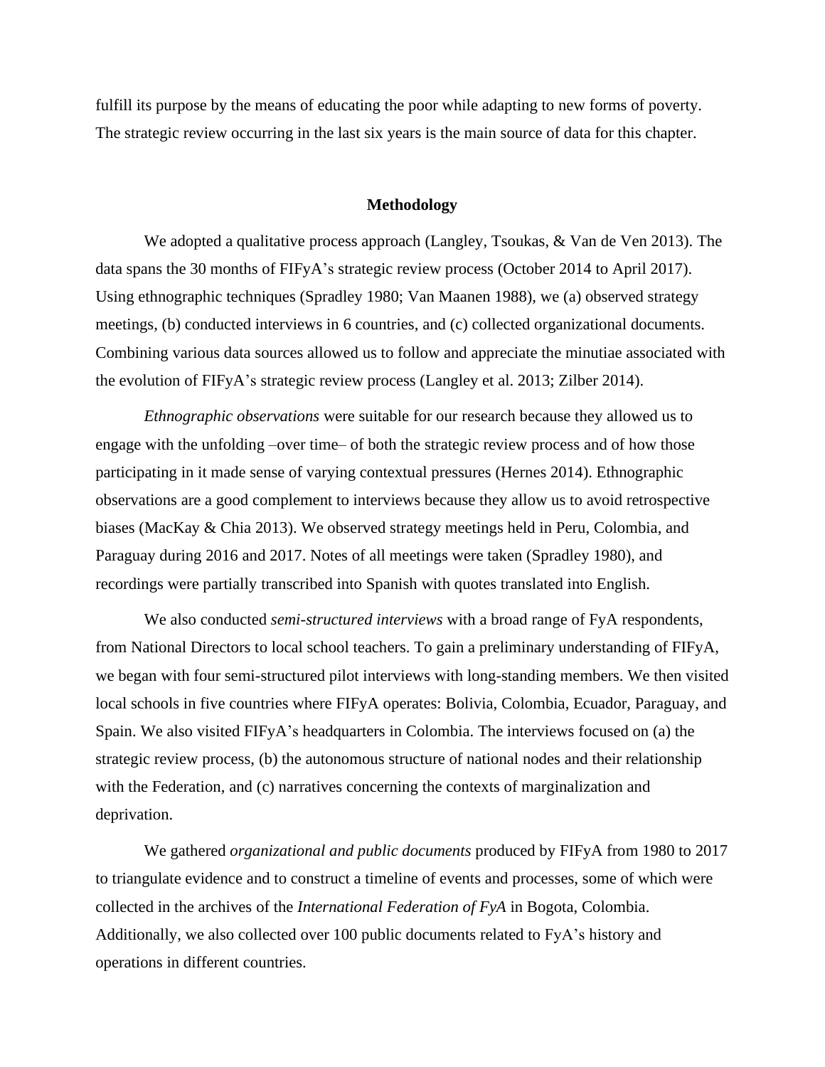fulfill its purpose by the means of educating the poor while adapting to new forms of poverty. The strategic review occurring in the last six years is the main source of data for this chapter.

## Methodology

We adopted a qualitative process approach (Langley, Tsoukas, & Van de Ven 2013). The data spans the 30 months of FIFyA's strategic review process (October 2014 to April 2017). Using ethnographic techniques (Spradley 1980; Van Maanen 1988), we (a) observed strategy meetings, (b) conducted interviews in 6 countries, and (c) collected organizational documents. Combining various data sources allowed us to follow and appreciate the minutiae associated with the evolution of FIFyA's strategic review process (Langley et al. 2013; Zilber 2014).

*Ethnographic observations* were suitable for our research because they allowed us to engage with the unfolding –over time– of both the strategic review process and of how those participating in it made sense of varying contextual pressures (Hernes 2014). Ethnographic observations are a good complement to interviews because they allow us to avoid retrospective biases (MacKay & Chia 2013). We observed strategy meetings held in Peru, Colombia, and Paraguay during 2016 and 2017. Notes of all meetings were taken (Spradley 1980), and recordings were partially transcribed into Spanish with quotes translated into English.

We also conducted *semi-structured interviews* with a broad range of FyA respondents, from National Directors to local school teachers. To gain a preliminary understanding of FIFyA, we began with four semi-structured pilot interviews with long-standing members. We then visited local schools in five countries where FIFyA operates: Bolivia, Colombia, Ecuador, Paraguay, and Spain. We also visited FIFyA's headquarters in Colombia. The interviews focused on (a) the strategic review process, (b) the autonomous structure of national nodes and their relationship with the Federation, and (c) narratives concerning the contexts of marginalization and deprivation.

We gathered *organizational and public documents* produced by FIFyA from 1980 to 2017 to triangulate evidence and to construct a timeline of events and processes, some of which were collected in the archives of the *International Federation of FyA* in Bogota, Colombia. Additionally, we also collected over 100 public documents related to FyA's history and operations in different countries.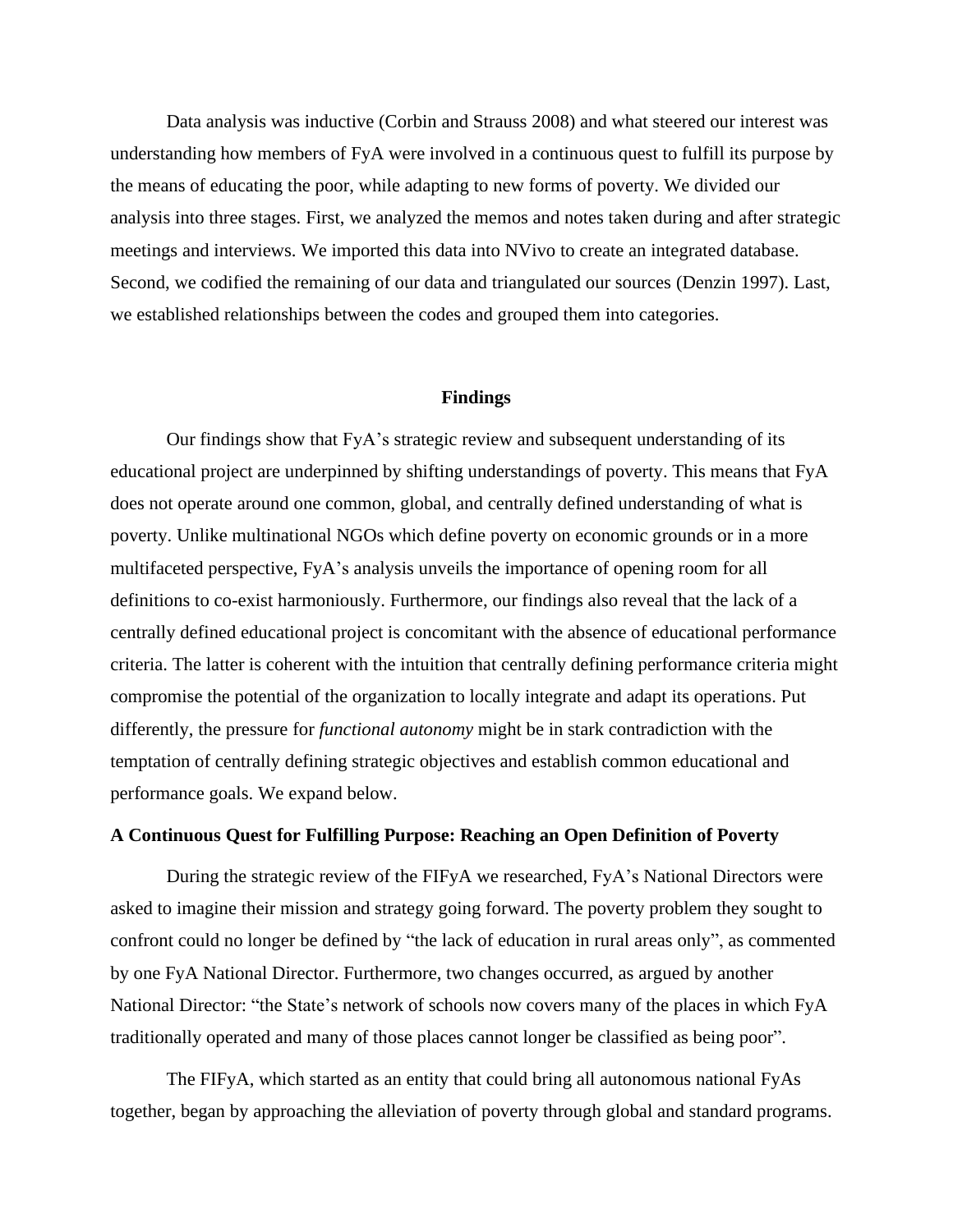Data analysis was inductive (Corbin and Strauss 2008) and what steered our interest was understanding how members of FyA were involved in a continuous quest to fulfill its purpose by the means of educating the poor, while adapting to new forms of poverty. We divided our analysis into three stages. First, we analyzed the memos and notes taken during and after strategic meetings and interviews. We imported this data into NVivo to create an integrated database. Second, we codified the remaining of our data and triangulated our sources (Denzin 1997). Last, we established relationships between the codes and grouped them into categories.

## Findings

Our findings show that FyA's strategic review and subsequent understanding of its educational project are underpinned by shifting understandings of poverty. This means that FyA does not operate around one common, global, and centrally defined understanding of what is poverty. Unlike multinational NGOs which define poverty on economic grounds or in a more multifaceted perspective, FyA's analysis unveils the importance of opening room for all definitions to co-exist harmoniously. Furthermore, our findings also reveal that the lack of a centrally defined educational project is concomitant with the absence of educational performance criteria. The latter is coherent with the intuition that centrally defining performance criteria might compromise the potential of the organization to locally integrate and adapt its operations. Put differently, the pressure for *functional autonomy* might be in stark contradiction with the temptation of centrally defining strategic objectives and establish common educational and performance goals. We expand below.

### A Continuous Quest for Fulfilling Purpose: Reaching an Open Definition of Poverty

During the strategic review of the FIFyA we researched, FyA's National Directors were asked to imagine their mission and strategy going forward. The poverty problem they sought to confront could no longer be defined by "the lack of education in rural areas only", as commented by one FyA National Director. Furthermore, two changes occurred, as argued by another National Director: "the State's network of schools now covers many of the places in which FyA traditionally operated and many of those places cannot longer be classified as being poor".

The FIFyA, which started as an entity that could bring all autonomous national FyAs together, began by approaching the alleviation of poverty through global and standard programs.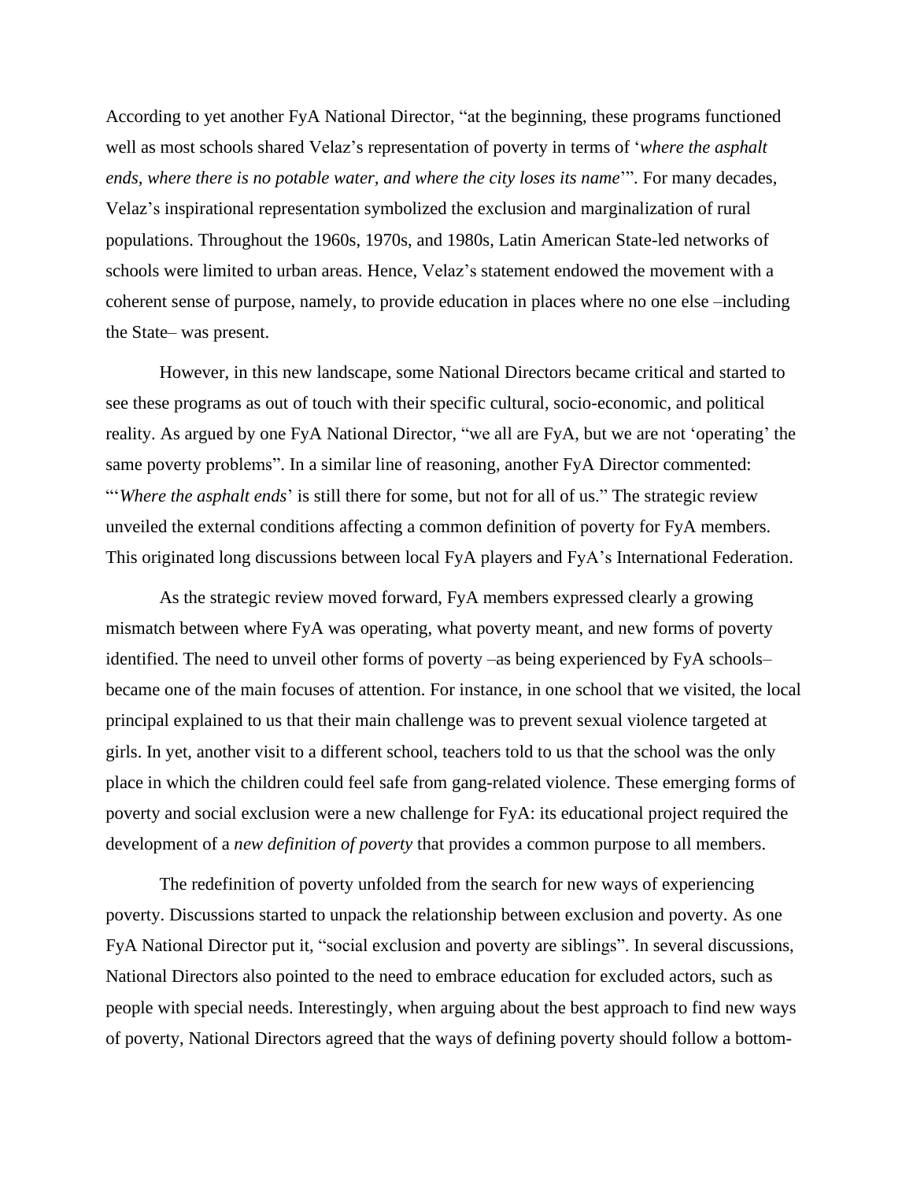According to yet another FyA National Director, "at the beginning, these programs functioned well as most schools shared Velaz's representation of poverty in terms of '*where the asphalt ends, where there is no potable water, and where the city loses its name*'". For many decades, Velaz's inspirational representation symbolized the exclusion and marginalization of rural populations. Throughout the 1960s, 1970s, and 1980s, Latin American State-led networks of schools were limited to urban areas. Hence, Velaz's statement endowed the movement with a coherent sense of purpose, namely, to provide education in places where no one else –including the State– was present.

However, in this new landscape, some National Directors became critical and started to see these programs as out of touch with their specific cultural, socio-economic, and political reality. As argued by one FyA National Director, "we all are FyA, but we are not 'operating' the same poverty problems". In a similar line of reasoning, another FyA Director commented: "'*Where the asphalt ends*' is still there for some, but not for all of us." The strategic review unveiled the external conditions affecting a common definition of poverty for FyA members. This originated long discussions between local FyA players and FyA's International Federation.

As the strategic review moved forward, FyA members expressed clearly a growing mismatch between where FyA was operating, what poverty meant, and new forms of poverty identified. The need to unveil other forms of poverty –as being experienced by FyA schools– became one of the main focuses of attention. For instance, in one school that we visited, the local principal explained to us that their main challenge was to prevent sexual violence targeted at girls. In yet, another visit to a different school, teachers told to us that the school was the only place in which the children could feel safe from gang-related violence. These emerging forms of poverty and social exclusion were a new challenge for FyA: its educational project required the development of a *new definition of poverty* that provides a common purpose to all members.

The redefinition of poverty unfolded from the search for new ways of experiencing poverty. Discussions started to unpack the relationship between exclusion and poverty. As one FyA National Director put it, "social exclusion and poverty are siblings". In several discussions, National Directors also pointed to the need to embrace education for excluded actors, such as people with special needs. Interestingly, when arguing about the best approach to find new ways of poverty, National Directors agreed that the ways of defining poverty should follow a bottom-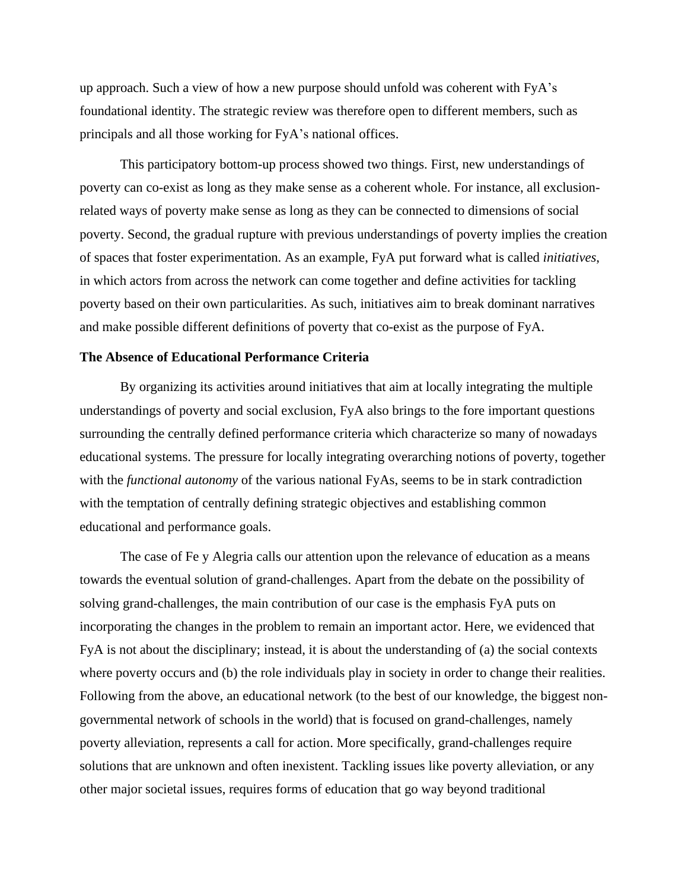up approach. Such a view of how a new purpose should unfold was coherent with FyA's foundational identity. The strategic review was therefore open to different members, such as principals and all those working for FyA's national offices.

This participatory bottom-up process showed two things. First, new understandings of poverty can co-exist as long as they make sense as a coherent whole. For instance, all exclusion-related ways of poverty make sense as long as they can be connected to dimensions of social poverty. Second, the gradual rupture with previous understandings of poverty implies the creation of spaces that foster experimentation. As an example, FyA put forward what is called *initiatives*, in which actors from across the network can come together and define activities for tackling poverty based on their own particularities. As such, initiatives aim to break dominant narratives and make possible different definitions of poverty that co-exist as the purpose of FyA.

**The Absence of Educational Performance Criteria**

By organizing its activities around initiatives that aim at locally integrating the multiple understandings of poverty and social exclusion, FyA also brings to the fore important questions surrounding the centrally defined performance criteria which characterize so many of nowadays educational systems. The pressure for locally integrating overarching notions of poverty, together with the *functional autonomy* of the various national FyAs, seems to be in stark contradiction with the temptation of centrally defining strategic objectives and establishing common educational and performance goals.

The case of Fe y Alegria calls our attention upon the relevance of education as a means towards the eventual solution of grand-challenges. Apart from the debate on the possibility of solving grand-challenges, the main contribution of our case is the emphasis FyA puts on incorporating the changes in the problem to remain an important actor. Here, we evidenced that FyA is not about the disciplinary; instead, it is about the understanding of (a) the social contexts where poverty occurs and (b) the role individuals play in society in order to change their realities. Following from the above, an educational network (to the best of our knowledge, the biggest non-governmental network of schools in the world) that is focused on grand-challenges, namely poverty alleviation, represents a call for action. More specifically, grand-challenges require solutions that are unknown and often inexistent. Tackling issues like poverty alleviation, or any other major societal issues, requires forms of education that go way beyond traditional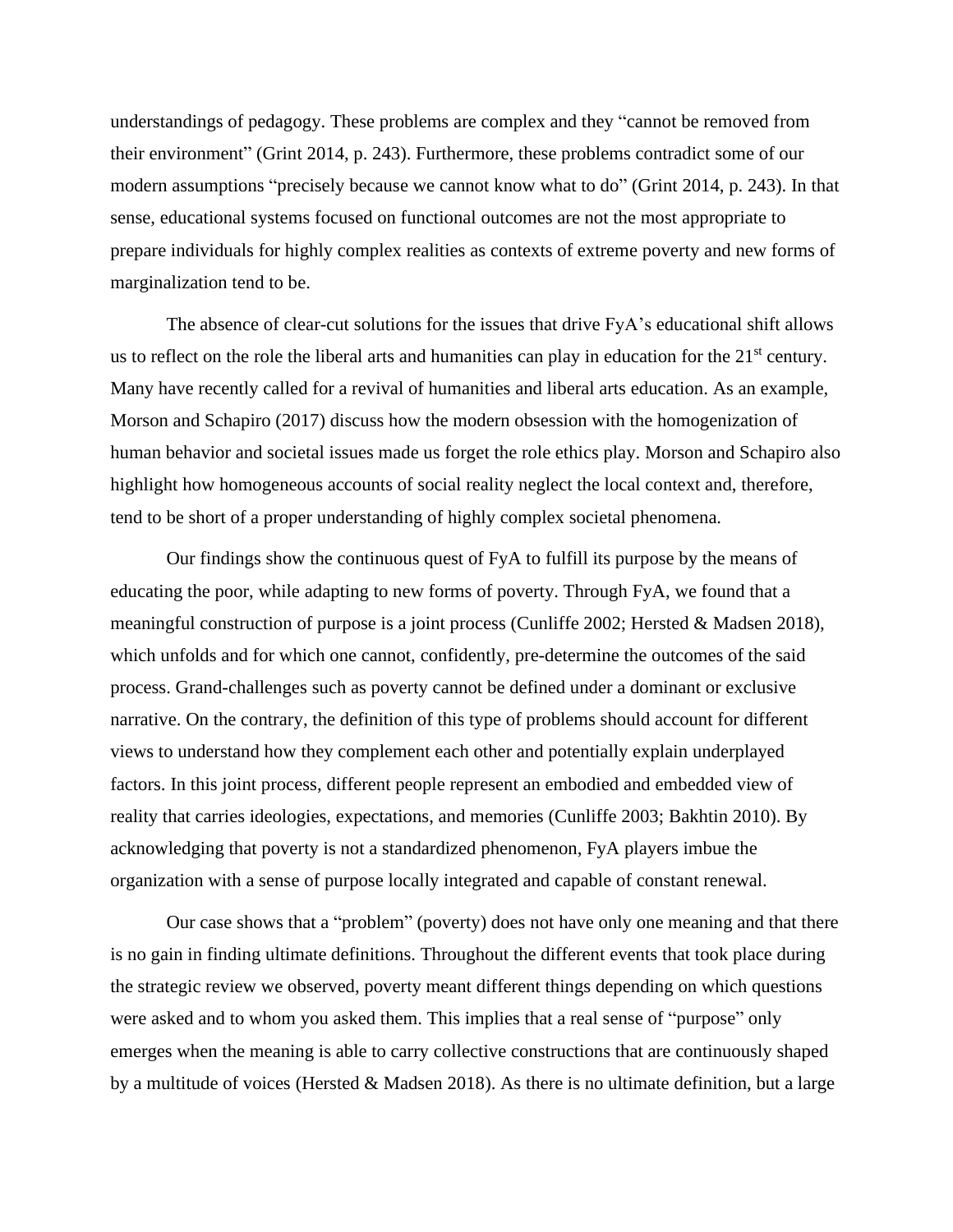understandings of pedagogy. These problems are complex and they "cannot be removed from their environment" (Grint 2014, p. 243). Furthermore, these problems contradict some of our modern assumptions "precisely because we cannot know what to do" (Grint 2014, p. 243). In that sense, educational systems focused on functional outcomes are not the most appropriate to prepare individuals for highly complex realities as contexts of extreme poverty and new forms of marginalization tend to be.

The absence of clear-cut solutions for the issues that drive FyA's educational shift allows us to reflect on the role the liberal arts and humanities can play in education for the 21st century. Many have recently called for a revival of humanities and liberal arts education. As an example, Morson and Schapiro (2017) discuss how the modern obsession with the homogenization of human behavior and societal issues made us forget the role ethics play. Morson and Schapiro also highlight how homogeneous accounts of social reality neglect the local context and, therefore, tend to be short of a proper understanding of highly complex societal phenomena.

Our findings show the continuous quest of FyA to fulfill its purpose by the means of educating the poor, while adapting to new forms of poverty. Through FyA, we found that a meaningful construction of purpose is a joint process (Cunliffe 2002; Hersted & Madsen 2018), which unfolds and for which one cannot, confidently, pre-determine the outcomes of the said process. Grand-challenges such as poverty cannot be defined under a dominant or exclusive narrative. On the contrary, the definition of this type of problems should account for different views to understand how they complement each other and potentially explain underplayed factors. In this joint process, different people represent an embodied and embedded view of reality that carries ideologies, expectations, and memories (Cunliffe 2003; Bakhtin 2010). By acknowledging that poverty is not a standardized phenomenon, FyA players imbue the organization with a sense of purpose locally integrated and capable of constant renewal.

Our case shows that a "problem" (poverty) does not have only one meaning and that there is no gain in finding ultimate definitions. Throughout the different events that took place during the strategic review we observed, poverty meant different things depending on which questions were asked and to whom you asked them. This implies that a real sense of "purpose" only emerges when the meaning is able to carry collective constructions that are continuously shaped by a multitude of voices (Hersted & Madsen 2018). As there is no ultimate definition, but a large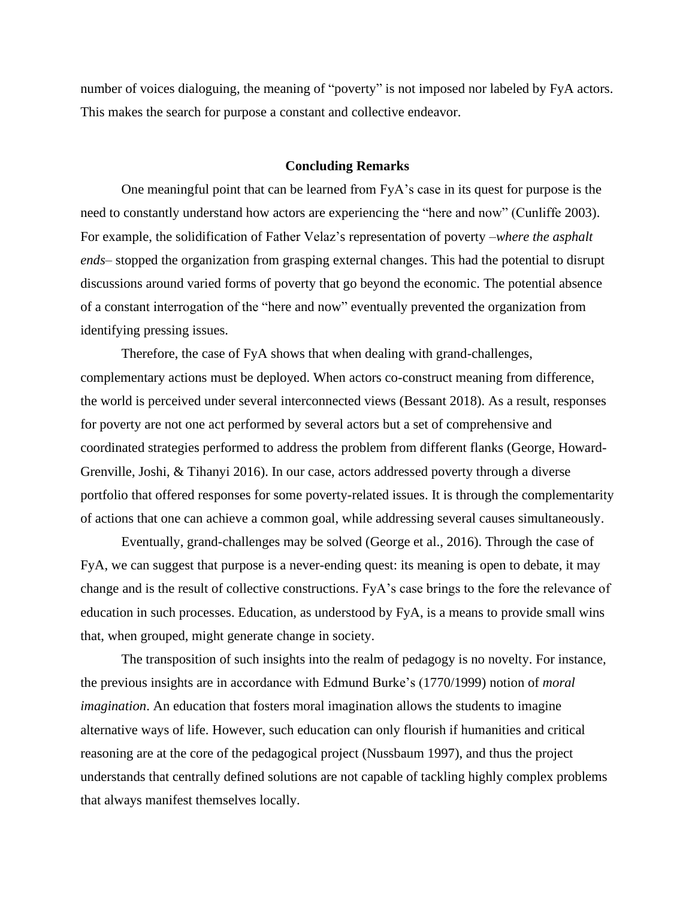number of voices dialoguing, the meaning of "poverty" is not imposed nor labeled by FyA actors. This makes the search for purpose a constant and collective endeavor.

## Concluding Remarks

One meaningful point that can be learned from FyA's case in its quest for purpose is the need to constantly understand how actors are experiencing the "here and now" (Cunliffe 2003). For example, the solidification of Father Velaz's representation of poverty –*where the asphalt ends*– stopped the organization from grasping external changes. This had the potential to disrupt discussions around varied forms of poverty that go beyond the economic. The potential absence of a constant interrogation of the "here and now" eventually prevented the organization from identifying pressing issues.

Therefore, the case of FyA shows that when dealing with grand-challenges, complementary actions must be deployed. When actors co-construct meaning from difference, the world is perceived under several interconnected views (Bessant 2018). As a result, responses for poverty are not one act performed by several actors but a set of comprehensive and coordinated strategies performed to address the problem from different flanks (George, Howard-Grenville, Joshi, & Tihanyi 2016). In our case, actors addressed poverty through a diverse portfolio that offered responses for some poverty-related issues. It is through the complementarity of actions that one can achieve a common goal, while addressing several causes simultaneously.

Eventually, grand-challenges may be solved (George et al., 2016). Through the case of FyA, we can suggest that purpose is a never-ending quest: its meaning is open to debate, it may change and is the result of collective constructions. FyA's case brings to the fore the relevance of education in such processes. Education, as understood by FyA, is a means to provide small wins that, when grouped, might generate change in society.

The transposition of such insights into the realm of pedagogy is no novelty. For instance, the previous insights are in accordance with Edmund Burke's (1770/1999) notion of *moral imagination*. An education that fosters moral imagination allows the students to imagine alternative ways of life. However, such education can only flourish if humanities and critical reasoning are at the core of the pedagogical project (Nussbaum 1997), and thus the project understands that centrally defined solutions are not capable of tackling highly complex problems that always manifest themselves locally.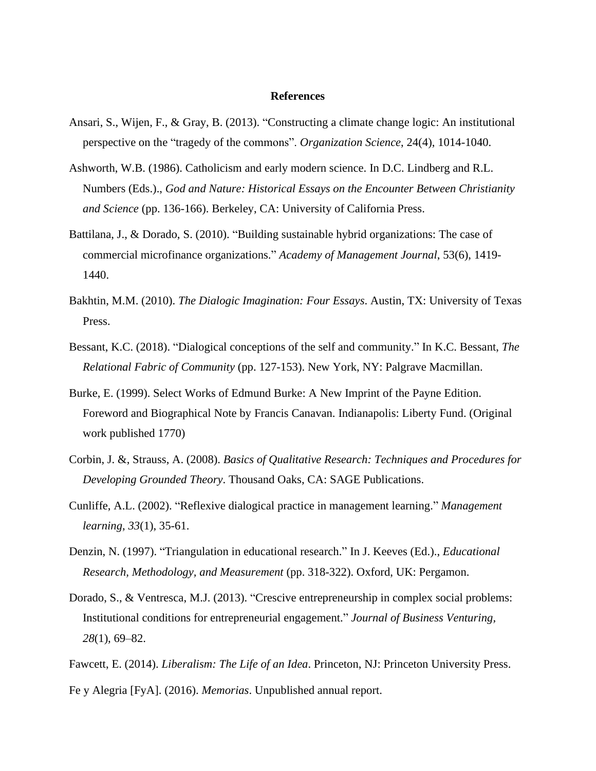## References

Ansari, S., Wijen, F., & Gray, B. (2013). "Constructing a climate change logic: An institutional perspective on the "tragedy of the commons". *Organization Science*, 24(4), 1014-1040.

Ashworth, W.B. (1986). Catholicism and early modern science. In D.C. Lindberg and R.L. Numbers (Eds.)., *God and Nature: Historical Essays on the Encounter Between Christianity and Science* (pp. 136-166). Berkeley, CA: University of California Press.

Battilana, J., & Dorado, S. (2010). "Building sustainable hybrid organizations: The case of commercial microfinance organizations." *Academy of Management Journal*, 53(6), 1419-1440.

Bakhtin, M.M. (2010). *The Dialogic Imagination: Four Essays*. Austin, TX: University of Texas Press.

Bessant, K.C. (2018). "Dialogical conceptions of the self and community." In K.C. Bessant, *The Relational Fabric of Community* (pp. 127-153). New York, NY: Palgrave Macmillan.

Burke, E. (1999). Select Works of Edmund Burke: A New Imprint of the Payne Edition. Foreword and Biographical Note by Francis Canavan. Indianapolis: Liberty Fund. (Original work published 1770)

Corbin, J. &, Strauss, A. (2008). *Basics of Qualitative Research: Techniques and Procedures for Developing Grounded Theory*. Thousand Oaks, CA: SAGE Publications.

Cunliffe, A.L. (2002). "Reflexive dialogical practice in management learning." *Management learning*, *33*(1), 35-61.

Denzin, N. (1997). "Triangulation in educational research." In J. Keeves (Ed.)., *Educational Research, Methodology, and Measurement* (pp. 318-322). Oxford, UK: Pergamon.

Dorado, S., & Ventresca, M.J. (2013). "Crescive entrepreneurship in complex social problems: Institutional conditions for entrepreneurial engagement." *Journal of Business Venturing*, *28*(1), 69–82.

Fawcett, E. (2014). *Liberalism: The Life of an Idea*. Princeton, NJ: Princeton University Press.

Fe y Alegria [FyA]. (2016). *Memorias*. Unpublished annual report.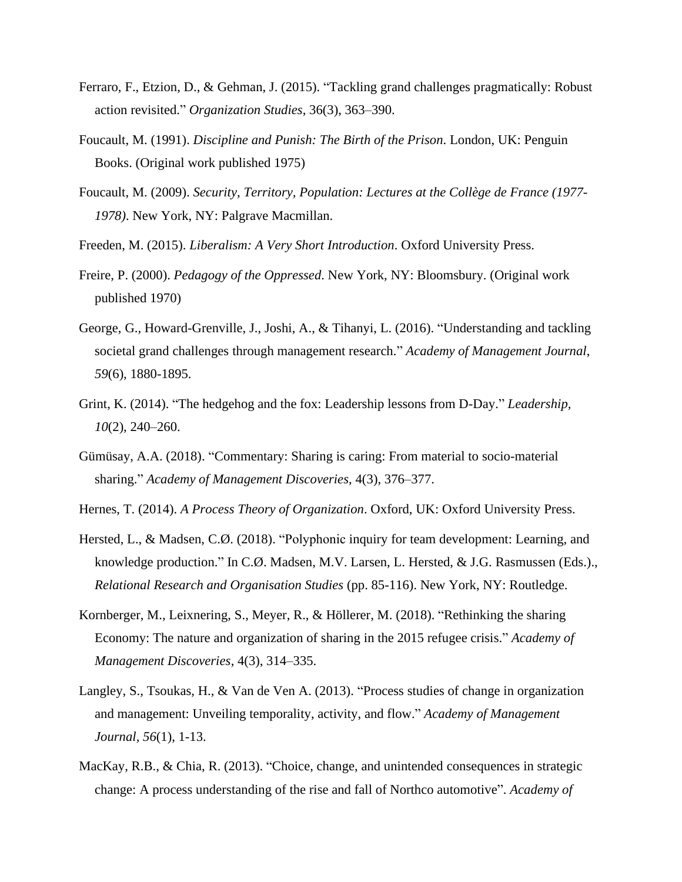Ferraro, F., Etzion, D., & Gehman, J. (2015). "Tackling grand challenges pragmatically: Robust action revisited." *Organization Studies*, 36(3), 363–390.

Foucault, M. (1991). *Discipline and Punish: The Birth of the Prison*. London, UK: Penguin Books. (Original work published 1975)

Foucault, M. (2009). *Security, Territory, Population: Lectures at the Collège de France (1977-1978)*. New York, NY: Palgrave Macmillan.

Freeden, M. (2015). *Liberalism: A Very Short Introduction*. Oxford University Press.

Freire, P. (2000). *Pedagogy of the Oppressed*. New York, NY: Bloomsbury. (Original work published 1970)

George, G., Howard-Grenville, J., Joshi, A., & Tihanyi, L. (2016). "Understanding and tackling societal grand challenges through management research." *Academy of Management Journal*, *59*(6), 1880-1895.

Grint, K. (2014). "The hedgehog and the fox: Leadership lessons from D-Day." *Leadership, 10*(2), 240–260.

Gümüsay, A.A. (2018). "Commentary: Sharing is caring: From material to socio-material sharing." *Academy of Management Discoveries*, 4(3), 376–377.

Hernes, T. (2014). *A Process Theory of Organization*. Oxford, UK: Oxford University Press.

Hersted, L., & Madsen, C.Ø. (2018). "Polyphonic inquiry for team development: Learning, and knowledge production." In C.Ø. Madsen, M.V. Larsen, L. Hersted, & J.G. Rasmussen (Eds.)., *Relational Research and Organisation Studies* (pp. 85-116). New York, NY: Routledge.

Kornberger, M., Leixnering, S., Meyer, R., & Höllerer, M. (2018). "Rethinking the sharing Economy: The nature and organization of sharing in the 2015 refugee crisis." *Academy of Management Discoveries*, 4(3), 314–335.

Langley, S., Tsoukas, H., & Van de Ven A. (2013). "Process studies of change in organization and management: Unveiling temporality, activity, and flow." *Academy of Management Journal, 56*(1), 1-13.

MacKay, R.B., & Chia, R. (2013). "Choice, change, and unintended consequences in strategic change: A process understanding of the rise and fall of Northco automotive". *Academy of*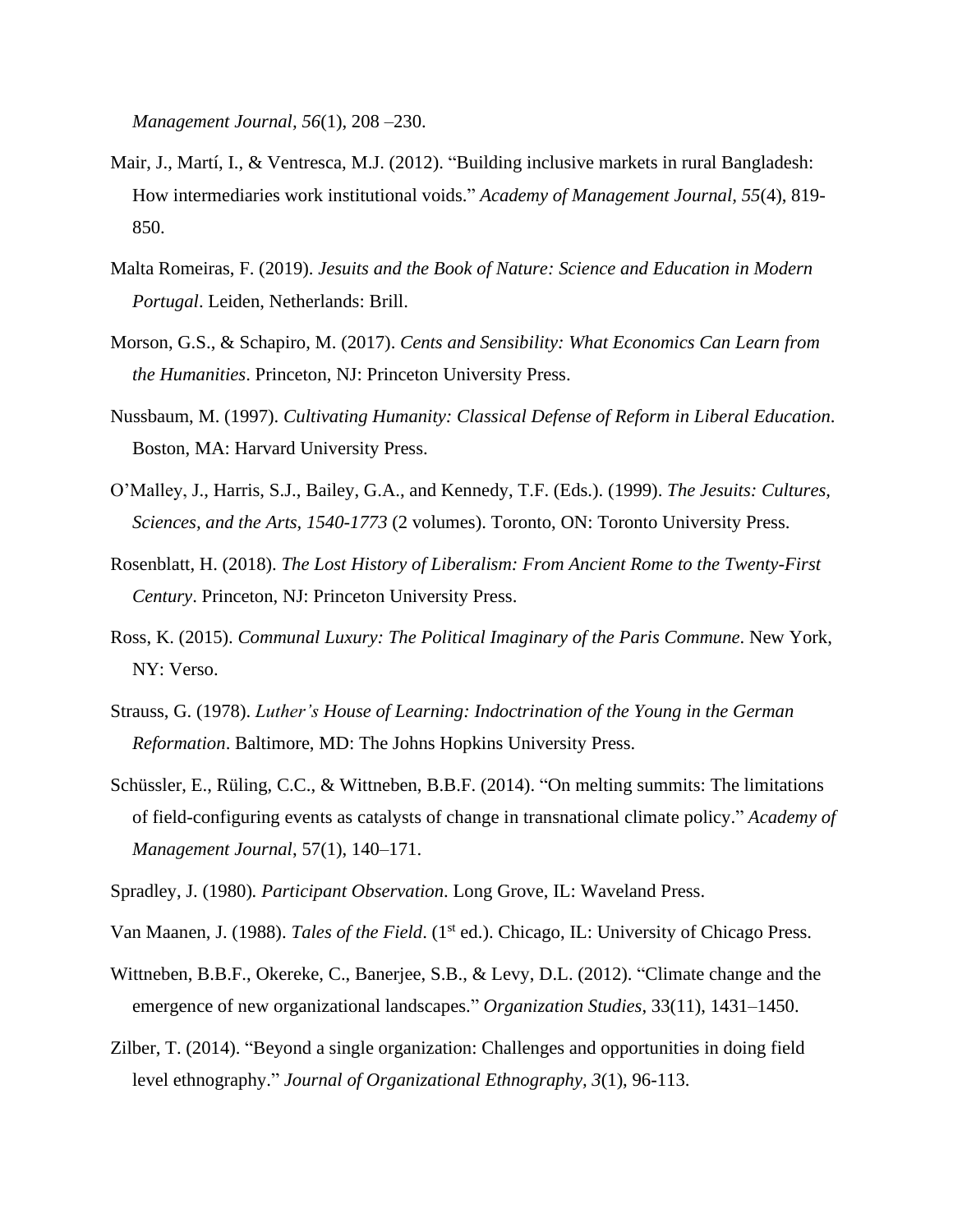*Management Journal, 56*(1), 208 –230.

Mair, J., Martí, I., & Ventresca, M.J. (2012). "Building inclusive markets in rural Bangladesh: How intermediaries work institutional voids." *Academy of Management Journal, 55*(4), 819-850.

Malta Romeiras, F. (2019). *Jesuits and the Book of Nature: Science and Education in Modern Portugal*. Leiden, Netherlands: Brill.

Morson, G.S., & Schapiro, M. (2017). *Cents and Sensibility: What Economics Can Learn from the Humanities*. Princeton, NJ: Princeton University Press.

Nussbaum, M. (1997). *Cultivating Humanity: Classical Defense of Reform in Liberal Education*. Boston, MA: Harvard University Press.

O'Malley, J., Harris, S.J., Bailey, G.A., and Kennedy, T.F. (Eds.). (1999). *The Jesuits: Cultures, Sciences, and the Arts, 1540-1773* (2 volumes). Toronto, ON: Toronto University Press.

Rosenblatt, H. (2018). *The Lost History of Liberalism: From Ancient Rome to the Twenty-First Century*. Princeton, NJ: Princeton University Press.

Ross, K. (2015). *Communal Luxury: The Political Imaginary of the Paris Commune*. New York, NY: Verso.

Strauss, G. (1978). *Luther's House of Learning: Indoctrination of the Young in the German Reformation*. Baltimore, MD: The Johns Hopkins University Press.

Schüssler, E., Rüling, C.C., & Wittneben, B.B.F. (2014). "On melting summits: The limitations of field-configuring events as catalysts of change in transnational climate policy." *Academy of Management Journal*, 57(1), 140–171.

Spradley, J. (1980). *Participant Observation*. Long Grove, IL: Waveland Press.

Van Maanen, J. (1988). *Tales of the Field*. (1st ed.). Chicago, IL: University of Chicago Press.

Wittneben, B.B.F., Okereke, C., Banerjee, S.B., & Levy, D.L. (2012). "Climate change and the emergence of new organizational landscapes." *Organization Studies*, 33(11), 1431–1450.

Zilber, T. (2014). "Beyond a single organization: Challenges and opportunities in doing field level ethnography." *Journal of Organizational Ethnography, 3*(1), 96-113.